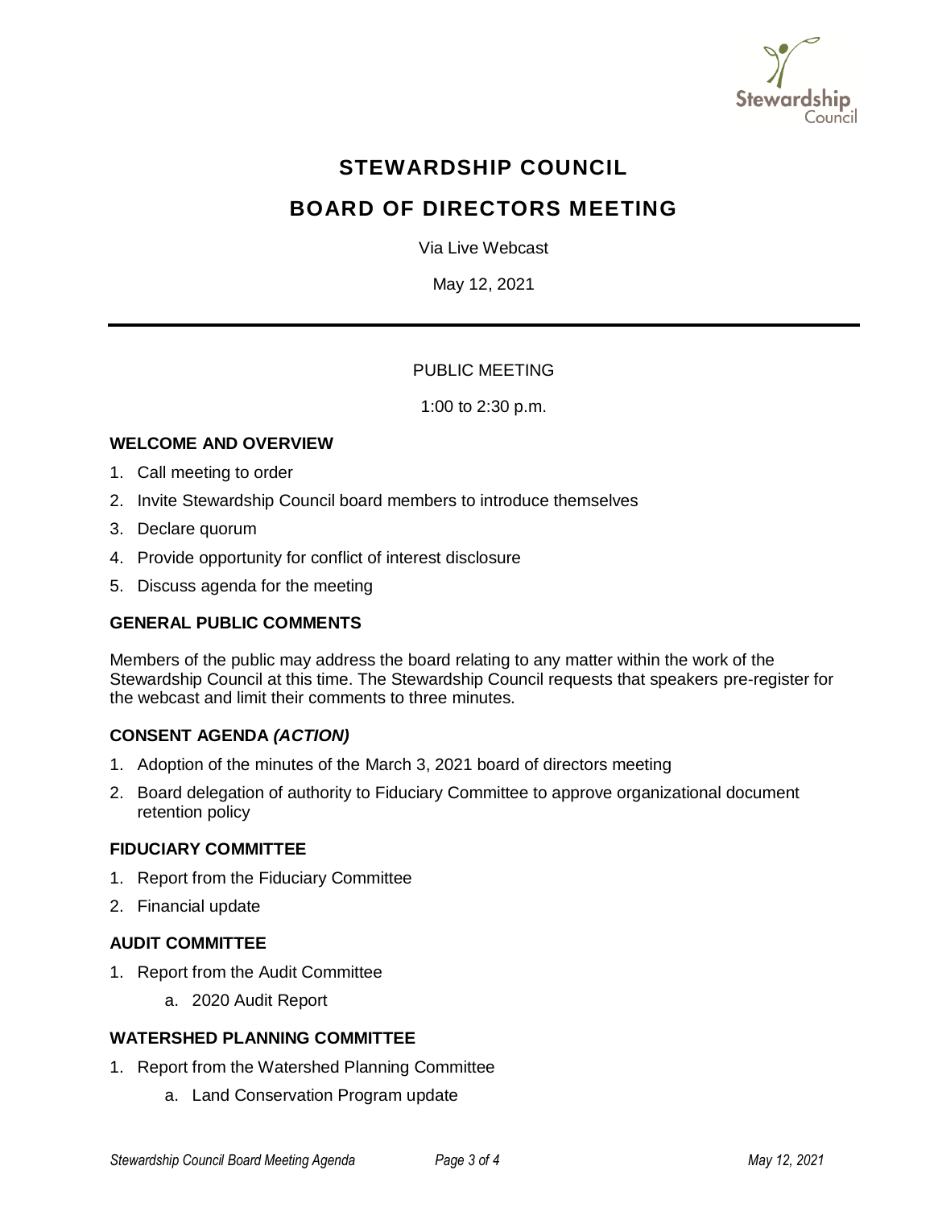# STEWARDSHIP COUNCIL

# BOARD OF DIRECTORS MEETING

Via Live Webcast

May 12, 2021

---

PUBLIC MEETING

1:00 to 2:30 p.m.

### WELCOME AND OVERVIEW

1. Call meeting to order
2. Invite Stewardship Council board members to introduce themselves
3. Declare quorum
4. Provide opportunity for conflict of interest disclosure
5. Discuss agenda for the meeting

### GENERAL PUBLIC COMMENTS

Members of the public may address the board relating to any matter within the work of the Stewardship Council at this time. The Stewardship Council requests that speakers pre-register for the webcast and limit their comments to three minutes.

### CONSENT AGENDA *(ACTION)*

1. Adoption of the minutes of the March 3, 2021 board of directors meeting
2. Board delegation of authority to Fiduciary Committee to approve organizational document retention policy

### FIDUCIARY COMMITTEE

1. Report from the Fiduciary Committee
2. Financial update

### AUDIT COMMITTEE

1. Report from the Audit Committee
   a. 2020 Audit Report

### WATERSHED PLANNING COMMITTEE

1. Report from the Watershed Planning Committee
   a. Land Conservation Program update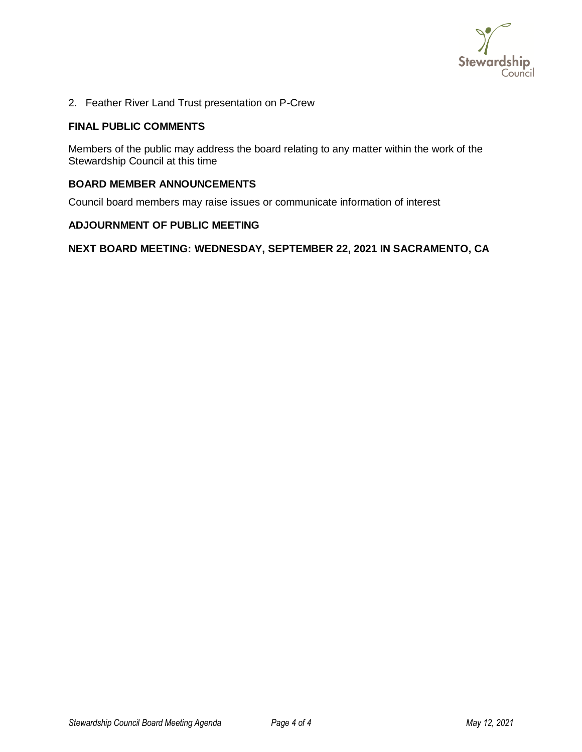2. Feather River Land Trust presentation on P-Crew

**FINAL PUBLIC COMMENTS**

Members of the public may address the board relating to any matter within the work of the Stewardship Council at this time

**BOARD MEMBER ANNOUNCEMENTS**

Council board members may raise issues or communicate information of interest

**ADJOURNMENT OF PUBLIC MEETING**

**NEXT BOARD MEETING: WEDNESDAY, SEPTEMBER 22, 2021 IN SACRAMENTO, CA**